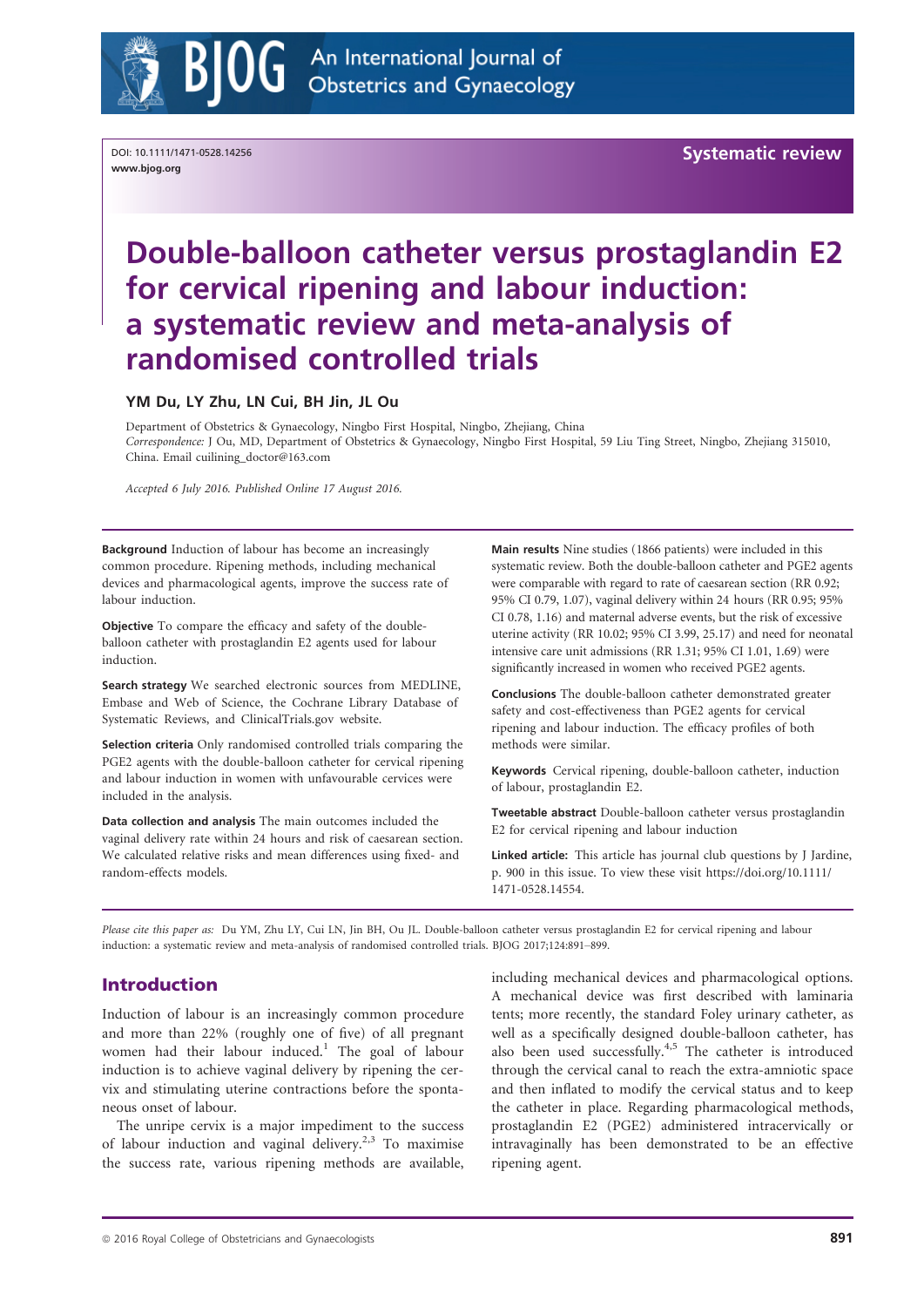DOI: 10.1111/1471-0528.14256
www.bjog.org

Systematic review

# Double-balloon catheter versus prostaglandin E2 for cervical ripening and labour induction: a systematic review and meta-analysis of randomised controlled trials

**YM Du, LY Zhu, LN Cui, BH Jin, JL Ou**

Department of Obstetrics & Gynaecology, Ningbo First Hospital, Ningbo, Zhejiang, China
*Correspondence:* J Ou, MD, Department of Obstetrics & Gynaecology, Ningbo First Hospital, 59 Liu Ting Street, Ningbo, Zhejiang 315010, China. Email cuilining_doctor@163.com

*Accepted 6 July 2016. Published Online 17 August 2016.*

**Background** Induction of labour has become an increasingly common procedure. Ripening methods, including mechanical devices and pharmacological agents, improve the success rate of labour induction.

**Objective** To compare the efficacy and safety of the double-balloon catheter with prostaglandin E2 agents used for labour induction.

**Search strategy** We searched electronic sources from MEDLINE, Embase and Web of Science, the Cochrane Library Database of Systematic Reviews, and ClinicalTrials.gov website.

**Selection criteria** Only randomised controlled trials comparing the PGE2 agents with the double-balloon catheter for cervical ripening and labour induction in women with unfavourable cervices were included in the analysis.

**Data collection and analysis** The main outcomes included the vaginal delivery rate within 24 hours and risk of caesarean section. We calculated relative risks and mean differences using fixed- and random-effects models.

**Main results** Nine studies (1866 patients) were included in this systematic review. Both the double-balloon catheter and PGE2 agents were comparable with regard to rate of caesarean section (RR 0.92; 95% CI 0.79, 1.07), vaginal delivery within 24 hours (RR 0.95; 95% CI 0.78, 1.16) and maternal adverse events, but the risk of excessive uterine activity (RR 10.02; 95% CI 3.99, 25.17) and need for neonatal intensive care unit admissions (RR 1.31; 95% CI 1.01, 1.69) were significantly increased in women who received PGE2 agents.

**Conclusions** The double-balloon catheter demonstrated greater safety and cost-effectiveness than PGE2 agents for cervical ripening and labour induction. The efficacy profiles of both methods were similar.

**Keywords** Cervical ripening, double-balloon catheter, induction of labour, prostaglandin E2.

**Tweetable abstract** Double-balloon catheter versus prostaglandin E2 for cervical ripening and labour induction

**Linked article:** This article has journal club questions by J Jardine, p. 900 in this issue. To view these visit https://doi.org/10.1111/1471-0528.14554.

*Please cite this paper as:* Du YM, Zhu LY, Cui LN, Jin BH, Ou JL. Double-balloon catheter versus prostaglandin E2 for cervical ripening and labour induction: a systematic review and meta-analysis of randomised controlled trials. BJOG 2017;124:891–899.

## Introduction

Induction of labour is an increasingly common procedure and more than 22% (roughly one of five) of all pregnant women had their labour induced.[1] The goal of labour induction is to achieve vaginal delivery by ripening the cervix and stimulating uterine contractions before the spontaneous onset of labour.

The unripe cervix is a major impediment to the success of labour induction and vaginal delivery.[2,3] To maximise the success rate, various ripening methods are available, including mechanical devices and pharmacological options. A mechanical device was first described with laminaria tents; more recently, the standard Foley urinary catheter, as well as a specifically designed double-balloon catheter, has also been used successfully.[4,5] The catheter is introduced through the cervical canal to reach the extra-amniotic space and then inflated to modify the cervical status and to keep the catheter in place. Regarding pharmacological methods, prostaglandin E2 (PGE2) administered intracervically or intravaginally has been demonstrated to be an effective ripening agent.

© 2016 Royal College of Obstetricians and Gynaecologists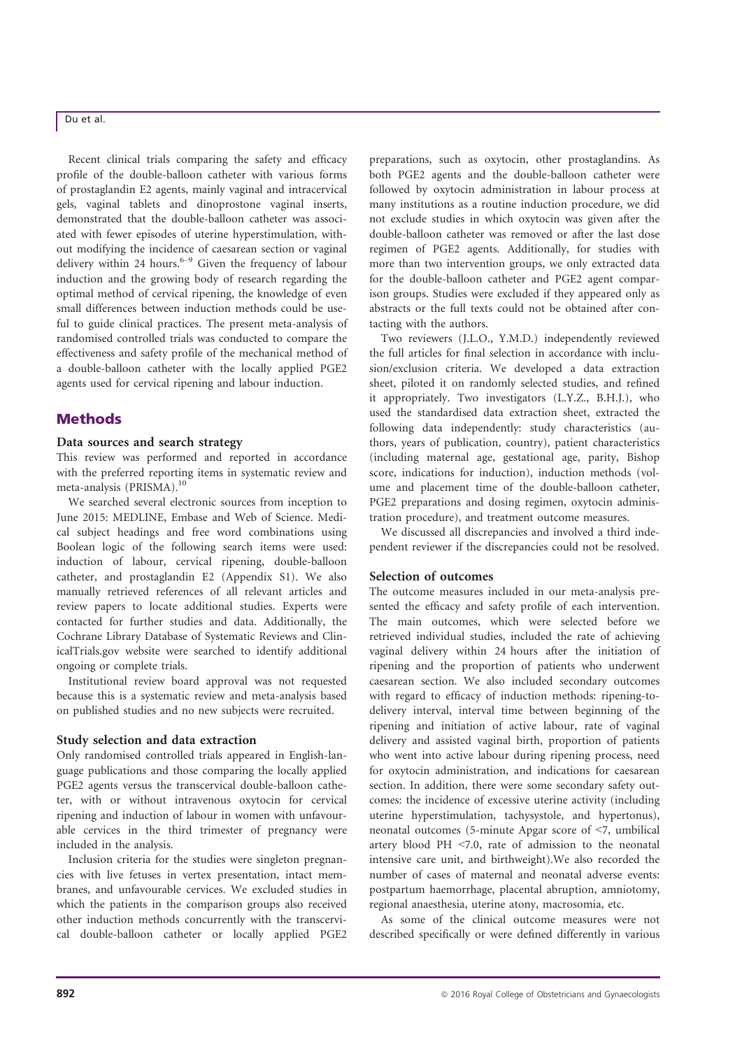Recent clinical trials comparing the safety and efficacy profile of the double-balloon catheter with various forms of prostaglandin E2 agents, mainly vaginal and intracervical gels, vaginal tablets and dinoprostone vaginal inserts, demonstrated that the double-balloon catheter was associated with fewer episodes of uterine hyperstimulation, without modifying the incidence of caesarean section or vaginal delivery within 24 hours.[6–9] Given the frequency of labour induction and the growing body of research regarding the optimal method of cervical ripening, the knowledge of even small differences between induction methods could be useful to guide clinical practices. The present meta-analysis of randomised controlled trials was conducted to compare the effectiveness and safety profile of the mechanical method of a double-balloon catheter with the locally applied PGE2 agents used for cervical ripening and labour induction.

## Methods

### Data sources and search strategy

This review was performed and reported in accordance with the preferred reporting items in systematic review and meta-analysis (PRISMA).[10]

We searched several electronic sources from inception to June 2015: MEDLINE, Embase and Web of Science. Medical subject headings and free word combinations using Boolean logic of the following search items were used: induction of labour, cervical ripening, double-balloon catheter, and prostaglandin E2 (Appendix S1). We also manually retrieved references of all relevant articles and review papers to locate additional studies. Experts were contacted for further studies and data. Additionally, the Cochrane Library Database of Systematic Reviews and ClinicalTrials.gov website were searched to identify additional ongoing or complete trials.

Institutional review board approval was not requested because this is a systematic review and meta-analysis based on published studies and no new subjects were recruited.

### Study selection and data extraction

Only randomised controlled trials appeared in English-language publications and those comparing the locally applied PGE2 agents versus the transcervical double-balloon catheter, with or without intravenous oxytocin for cervical ripening and induction of labour in women with unfavourable cervices in the third trimester of pregnancy were included in the analysis.

Inclusion criteria for the studies were singleton pregnancies with live fetuses in vertex presentation, intact membranes, and unfavourable cervices. We excluded studies in which the patients in the comparison groups also received other induction methods concurrently with the transcervical double-balloon catheter or locally applied PGE2 preparations, such as oxytocin, other prostaglandins. As both PGE2 agents and the double-balloon catheter were followed by oxytocin administration in labour process at many institutions as a routine induction procedure, we did not exclude studies in which oxytocin was given after the double-balloon catheter was removed or after the last dose regimen of PGE2 agents. Additionally, for studies with more than two intervention groups, we only extracted data for the double-balloon catheter and PGE2 agent comparison groups. Studies were excluded if they appeared only as abstracts or the full texts could not be obtained after contacting with the authors.

Two reviewers (J.L.O., Y.M.D.) independently reviewed the full articles for final selection in accordance with inclusion/exclusion criteria. We developed a data extraction sheet, piloted it on randomly selected studies, and refined it appropriately. Two investigators (L.Y.Z., B.H.J.), who used the standardised data extraction sheet, extracted the following data independently: study characteristics (authors, years of publication, country), patient characteristics (including maternal age, gestational age, parity, Bishop score, indications for induction), induction methods (volume and placement time of the double-balloon catheter, PGE2 preparations and dosing regimen, oxytocin administration procedure), and treatment outcome measures.

We discussed all discrepancies and involved a third independent reviewer if the discrepancies could not be resolved.

### Selection of outcomes

The outcome measures included in our meta-analysis presented the efficacy and safety profile of each intervention. The main outcomes, which were selected before we retrieved individual studies, included the rate of achieving vaginal delivery within 24 hours after the initiation of ripening and the proportion of patients who underwent caesarean section. We also included secondary outcomes with regard to efficacy of induction methods: ripening-to-delivery interval, interval time between beginning of the ripening and initiation of active labour, rate of vaginal delivery and assisted vaginal birth, proportion of patients who went into active labour during ripening process, need for oxytocin administration, and indications for caesarean section. In addition, there were some secondary safety outcomes: the incidence of excessive uterine activity (including uterine hyperstimulation, tachysystole, and hypertonus), neonatal outcomes (5-minute Apgar score of <7, umbilical artery blood PH <7.0, rate of admission to the neonatal intensive care unit, and birthweight).We also recorded the number of cases of maternal and neonatal adverse events: postpartum haemorrhage, placental abruption, amniotomy, regional anaesthesia, uterine atony, macrosomia, etc.

As some of the clinical outcome measures were not described specifically or were defined differently in various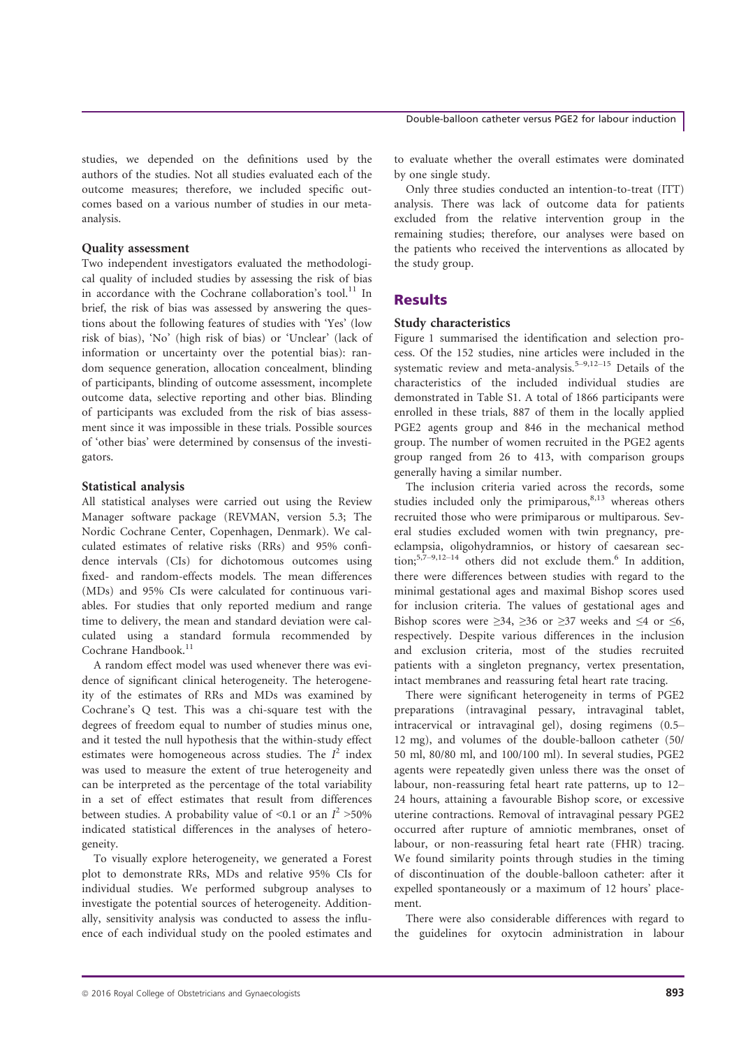studies, we depended on the definitions used by the authors of the studies. Not all studies evaluated each of the outcome measures; therefore, we included specific outcomes based on a various number of studies in our meta-analysis.

### Quality assessment

Two independent investigators evaluated the methodological quality of included studies by assessing the risk of bias in accordance with the Cochrane collaboration's tool.[11] In brief, the risk of bias was assessed by answering the questions about the following features of studies with 'Yes' (low risk of bias), 'No' (high risk of bias) or 'Unclear' (lack of information or uncertainty over the potential bias): random sequence generation, allocation concealment, blinding of participants, blinding of outcome assessment, incomplete outcome data, selective reporting and other bias. Blinding of participants was excluded from the risk of bias assessment since it was impossible in these trials. Possible sources of 'other bias' were determined by consensus of the investigators.

### Statistical analysis

All statistical analyses were carried out using the Review Manager software package (REVMAN, version 5.3; The Nordic Cochrane Center, Copenhagen, Denmark). We calculated estimates of relative risks (RRs) and 95% confidence intervals (CIs) for dichotomous outcomes using fixed- and random-effects models. The mean differences (MDs) and 95% CIs were calculated for continuous variables. For studies that only reported medium and range time to delivery, the mean and standard deviation were calculated using a standard formula recommended by Cochrane Handbook.[11]

A random effect model was used whenever there was evidence of significant clinical heterogeneity. The heterogeneity of the estimates of RRs and MDs was examined by Cochrane's Q test. This was a chi-square test with the degrees of freedom equal to number of studies minus one, and it tested the null hypothesis that the within-study effect estimates were homogeneous across studies. The $I^2$ index was used to measure the extent of true heterogeneity and can be interpreted as the percentage of the total variability in a set of effect estimates that result from differences between studies. A probability value of <0.1 or an $I^2$ >50% indicated statistical differences in the analyses of heterogeneity.

To visually explore heterogeneity, we generated a Forest plot to demonstrate RRs, MDs and relative 95% CIs for individual studies. We performed subgroup analyses to investigate the potential sources of heterogeneity. Additionally, sensitivity analysis was conducted to assess the influence of each individual study on the pooled estimates and to evaluate whether the overall estimates were dominated by one single study.

Only three studies conducted an intention-to-treat (ITT) analysis. There was lack of outcome data for patients excluded from the relative intervention group in the remaining studies; therefore, our analyses were based on the patients who received the interventions as allocated by the study group.

## Results

### Study characteristics

Figure 1 summarised the identification and selection process. Of the 152 studies, nine articles were included in the systematic review and meta-analysis.[5–9,12–15] Details of the characteristics of the included individual studies are demonstrated in Table S1. A total of 1866 participants were enrolled in these trials, 887 of them in the locally applied PGE2 agents group and 846 in the mechanical method group. The number of women recruited in the PGE2 agents group ranged from 26 to 413, with comparison groups generally having a similar number.

The inclusion criteria varied across the records, some studies included only the primiparous,[8,13] whereas others recruited those who were primiparous or multiparous. Several studies excluded women with twin pregnancy, pre-eclampsia, oligohydramnios, or history of caesarean section;[5,7–9,12–14] others did not exclude them.[6] In addition, there were differences between studies with regard to the minimal gestational ages and maximal Bishop scores used for inclusion criteria. The values of gestational ages and Bishop scores were ≥34, ≥36 or ≥37 weeks and ≤4 or ≤6, respectively. Despite various differences in the inclusion and exclusion criteria, most of the studies recruited patients with a singleton pregnancy, vertex presentation, intact membranes and reassuring fetal heart rate tracing.

There were significant heterogeneity in terms of PGE2 preparations (intravaginal pessary, intravaginal tablet, intracervical or intravaginal gel), dosing regimens (0.5–12 mg), and volumes of the double-balloon catheter (50/50 ml, 80/80 ml, and 100/100 ml). In several studies, PGE2 agents were repeatedly given unless there was the onset of labour, non-reassuring fetal heart rate patterns, up to 12–24 hours, attaining a favourable Bishop score, or excessive uterine contractions. Removal of intravaginal pessary PGE2 occurred after rupture of amniotic membranes, onset of labour, or non-reassuring fetal heart rate (FHR) tracing. We found similarity points through studies in the timing of discontinuation of the double-balloon catheter: after it expelled spontaneously or a maximum of 12 hours' placement.

There were also considerable differences with regard to the guidelines for oxytocin administration in labour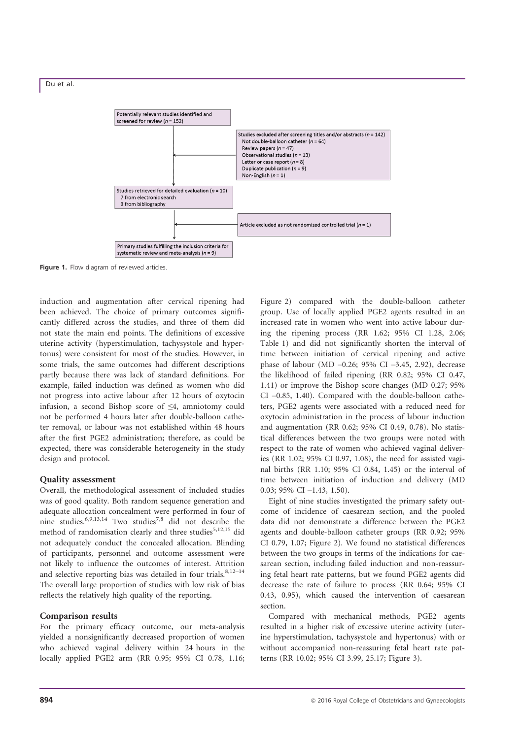Potentially relevant studies identified and screened for review (n = 152)

Studies excluded after screening titles and/or abstracts (n = 142)
- Not double-balloon catheter (n = 64)
- Review papers (n = 47)
- Observational studies (n = 13)
- Letter or case report (n = 8)
- Duplicate publication (n = 9)
- Non-English (n = 1)

Studies retrieved for detailed evaluation (n = 10)
- 7 from electronic search
- 3 from bibliography

Article excluded as not randomized controlled trial (n = 1)

Primary studies fulfilling the inclusion criteria for systematic review and meta-analysis (n = 9)

**Figure 1.** Flow diagram of reviewed articles.

induction and augmentation after cervical ripening had been achieved. The choice of primary outcomes significantly differed across the studies, and three of them did not state the main end points. The definitions of excessive uterine activity (hyperstimulation, tachysystole and hypertonus) were consistent for most of the studies. However, in some trials, the same outcomes had different descriptions partly because there was lack of standard definitions. For example, failed induction was defined as women who did not progress into active labour after 12 hours of oxytocin infusion, a second Bishop score of ≤4, amniotomy could not be performed 4 hours later after double-balloon catheter removal, or labour was not established within 48 hours after the first PGE2 administration; therefore, as could be expected, there was considerable heterogeneity in the study design and protocol.

### Quality assessment

Overall, the methodological assessment of included studies was of good quality. Both random sequence generation and adequate allocation concealment were performed in four of nine studies.[6,9,13,14] Two studies[7,8] did not describe the method of randomisation clearly and three studies[5,12,15] did not adequately conduct the concealed allocation. Blinding of participants, personnel and outcome assessment were not likely to influence the outcomes of interest. Attrition and selective reporting bias was detailed in four trials.[8,12–14] The overall large proportion of studies with low risk of bias reflects the relatively high quality of the reporting.

### Comparison results

For the primary efficacy outcome, our meta-analysis yielded a nonsignificantly decreased proportion of women who achieved vaginal delivery within 24 hours in the locally applied PGE2 arm (RR 0.95; 95% CI 0.78, 1.16; Figure 2) compared with the double-balloon catheter group. Use of locally applied PGE2 agents resulted in an increased rate in women who went into active labour during the ripening process (RR 1.62; 95% CI 1.28, 2.06; Table 1) and did not significantly shorten the interval of time between initiation of cervical ripening and active phase of labour (MD –0.26; 95% CI –3.45, 2.92), decrease the likelihood of failed ripening (RR 0.82; 95% CI 0.47, 1.41) or improve the Bishop score changes (MD 0.27; 95% CI –0.85, 1.40). Compared with the double-balloon catheters, PGE2 agents were associated with a reduced need for oxytocin administration in the process of labour induction and augmentation (RR 0.62; 95% CI 0.49, 0.78). No statistical differences between the two groups were noted with respect to the rate of women who achieved vaginal deliveries (RR 1.02; 95% CI 0.97, 1.08), the need for assisted vaginal births (RR 1.10; 95% CI 0.84, 1.45) or the interval of time between initiation of induction and delivery (MD 0.03; 95% CI –1.43, 1.50).

Eight of nine studies investigated the primary safety outcome of incidence of caesarean section, and the pooled data did not demonstrate a difference between the PGE2 agents and double-balloon catheter groups (RR 0.92; 95% CI 0.79, 1.07; Figure 2). We found no statistical differences between the two groups in terms of the indications for caesarean section, including failed induction and non-reassuring fetal heart rate patterns, but we found PGE2 agents did decrease the rate of failure to process (RR 0.64; 95% CI 0.43, 0.95), which caused the intervention of caesarean section.

Compared with mechanical methods, PGE2 agents resulted in a higher risk of excessive uterine activity (uterine hyperstimulation, tachysystole and hypertonus) with or without accompanied non-reassuring fetal heart rate patterns (RR 10.02; 95% CI 3.99, 25.17; Figure 3).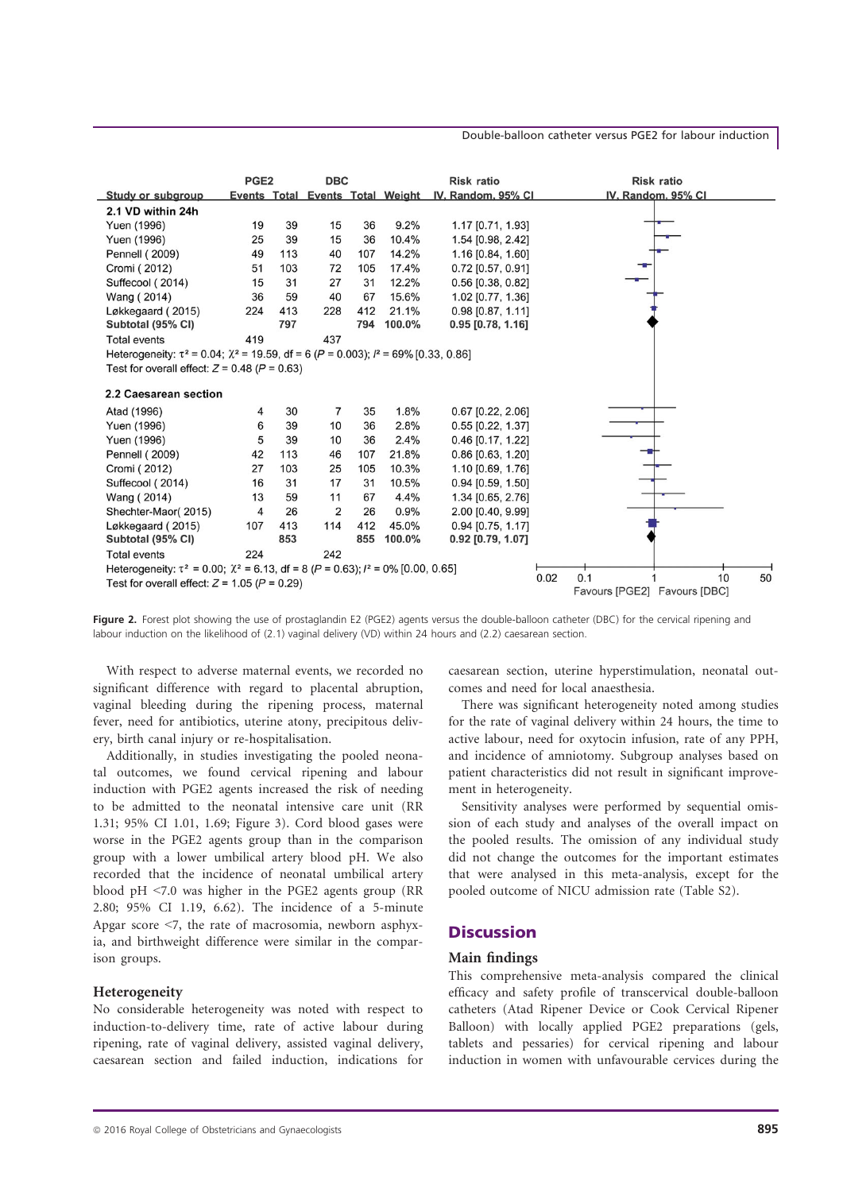| Study or subgroup | PGE2 Events | PGE2 Total | DBC Events | DBC Total | Weight | Risk ratio IV, Random, 95% CI |
|---|---|---|---|---|---|---|
| **2.1 VD within 24h** | | | | | | |
| Yuen (1996) | 19 | 39 | 15 | 36 | 9.2% | 1.17 [0.71, 1.93] |
| Yuen (1996) | 25 | 39 | 15 | 36 | 10.4% | 1.54 [0.98, 2.42] |
| Pennell ( 2009) | 49 | 113 | 40 | 107 | 14.2% | 1.16 [0.84, 1.60] |
| Cromi ( 2012) | 51 | 103 | 72 | 105 | 17.4% | 0.72 [0.57, 0.91] |
| Suffecool ( 2014) | 15 | 31 | 27 | 31 | 12.2% | 0.56 [0.38, 0.82] |
| Wang ( 2014) | 36 | 59 | 40 | 67 | 15.6% | 1.02 [0.77, 1.36] |
| Løkkegaard ( 2015) | 224 | 413 | 228 | 412 | 21.1% | 0.98 [0.87, 1.11] |
| **Subtotal (95% CI)** | | **797** | | **794** | **100.0%** | **0.95 [0.78, 1.16]** |
| Total events | 419 | | 437 | | | |
| Heterogeneity: $\tau^2$ = 0.04; $\chi^2$ = 19.59, df = 6 (P = 0.003); $I^2$ = 69% [0.33, 0.86] | | | | | | |
| Test for overall effect: Z = 0.48 (P = 0.63) | | | | | | |
| **2.2 Caesarean section** | | | | | | |
| Atad (1996) | 4 | 30 | 7 | 35 | 1.8% | 0.67 [0.22, 2.06] |
| Yuen (1996) | 6 | 39 | 10 | 36 | 2.8% | 0.55 [0.22, 1.37] |
| Yuen (1996) | 5 | 39 | 10 | 36 | 2.4% | 0.46 [0.17, 1.22] |
| Pennell ( 2009) | 42 | 113 | 46 | 107 | 21.8% | 0.86 [0.63, 1.20] |
| Cromi ( 2012) | 27 | 103 | 25 | 105 | 10.3% | 1.10 [0.69, 1.76] |
| Suffecool ( 2014) | 16 | 31 | 17 | 31 | 10.5% | 0.94 [0.59, 1.50] |
| Wang ( 2014) | 13 | 59 | 11 | 67 | 4.4% | 1.34 [0.65, 2.76] |
| Shechter-Maor( 2015) | 4 | 26 | 2 | 26 | 0.9% | 2.00 [0.40, 9.99] |
| Løkkegaard ( 2015) | 107 | 413 | 114 | 412 | 45.0% | 0.94 [0.75, 1.17] |
| **Subtotal (95% CI)** | | **853** | | **855** | **100.0%** | **0.92 [0.79, 1.07]** |
| Total events | 224 | | 242 | | | |
| Heterogeneity: $\tau^2$ = 0.00; $\chi^2$ = 6.13, df = 8 (P = 0.63); $I^2$ = 0% [0.00, 0.65] | | | | | | |
| Test for overall effect: Z = 1.05 (P = 0.29) | | | | | | |

Risk ratio IV, Random, 95% CI — axis: 0.02, 0.1, 1, 10, 50; Favours [PGE2] Favours [DBC]

**Figure 2.** Forest plot showing the use of prostaglandin E2 (PGE2) agents versus the double-balloon catheter (DBC) for the cervical ripening and labour induction on the likelihood of (2.1) vaginal delivery (VD) within 24 hours and (2.2) caesarean section.

With respect to adverse maternal events, we recorded no significant difference with regard to placental abruption, vaginal bleeding during the ripening process, maternal fever, need for antibiotics, uterine atony, precipitous delivery, birth canal injury or re-hospitalisation.

Additionally, in studies investigating the pooled neonatal outcomes, we found cervical ripening and labour induction with PGE2 agents increased the risk of needing to be admitted to the neonatal intensive care unit (RR 1.31; 95% CI 1.01, 1.69; Figure 3). Cord blood gases were worse in the PGE2 agents group than in the comparison group with a lower umbilical artery blood pH. We also recorded that the incidence of neonatal umbilical artery blood pH <7.0 was higher in the PGE2 agents group (RR 2.80; 95% CI 1.19, 6.62). The incidence of a 5-minute Apgar score <7, the rate of macrosomia, newborn asphyxia, and birthweight difference were similar in the comparison groups.

### Heterogeneity

No considerable heterogeneity was noted with respect to induction-to-delivery time, rate of active labour during ripening, rate of vaginal delivery, assisted vaginal delivery, caesarean section and failed induction, indications for caesarean section, uterine hyperstimulation, neonatal outcomes and need for local anaesthesia.

There was significant heterogeneity noted among studies for the rate of vaginal delivery within 24 hours, the time to active labour, need for oxytocin infusion, rate of any PPH, and incidence of amniotomy. Subgroup analyses based on patient characteristics did not result in significant improvement in heterogeneity.

Sensitivity analyses were performed by sequential omission of each study and analyses of the overall impact on the pooled results. The omission of any individual study did not change the outcomes for the important estimates that were analysed in this meta-analysis, except for the pooled outcome of NICU admission rate (Table S2).

## Discussion

### Main findings

This comprehensive meta-analysis compared the clinical efficacy and safety profile of transcervical double-balloon catheters (Atad Ripener Device or Cook Cervical Ripener Balloon) with locally applied PGE2 preparations (gels, tablets and pessaries) for cervical ripening and labour induction in women with unfavourable cervices during the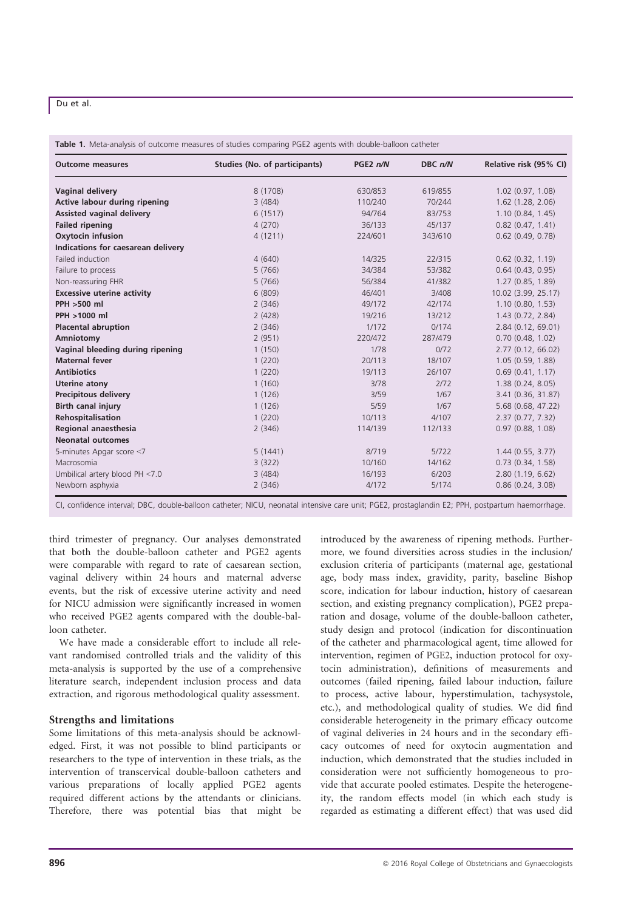**Table 1.** Meta-analysis of outcome measures of studies comparing PGE2 agents with double-balloon catheter

| Outcome measures | Studies (No. of participants) | PGE2 *n/N* | DBC *n/N* | Relative risk (95% CI) |
|---|---|---|---|---|
| **Vaginal delivery** | 8 (1708) | 630/853 | 619/855 | 1.02 (0.97, 1.08) |
| **Active labour during ripening** | 3 (484) | 110/240 | 70/244 | 1.62 (1.28, 2.06) |
| **Assisted vaginal delivery** | 6 (1517) | 94/764 | 83/753 | 1.10 (0.84, 1.45) |
| **Failed ripening** | 4 (270) | 36/133 | 45/137 | 0.82 (0.47, 1.41) |
| **Oxytocin infusion** | 4 (1211) | 224/601 | 343/610 | 0.62 (0.49, 0.78) |
| **Indications for caesarean delivery** | | | | |
| Failed induction | 4 (640) | 14/325 | 22/315 | 0.62 (0.32, 1.19) |
| Failure to process | 5 (766) | 34/384 | 53/382 | 0.64 (0.43, 0.95) |
| Non-reassuring FHR | 5 (766) | 56/384 | 41/382 | 1.27 (0.85, 1.89) |
| **Excessive uterine activity** | 6 (809) | 46/401 | 3/408 | 10.02 (3.99, 25.17) |
| **PPH >500 ml** | 2 (346) | 49/172 | 42/174 | 1.10 (0.80, 1.53) |
| **PPH >1000 ml** | 2 (428) | 19/216 | 13/212 | 1.43 (0.72, 2.84) |
| **Placental abruption** | 2 (346) | 1/172 | 0/174 | 2.84 (0.12, 69.01) |
| **Amniotomy** | 2 (951) | 220/472 | 287/479 | 0.70 (0.48, 1.02) |
| **Vaginal bleeding during ripening** | 1 (150) | 1/78 | 0/72 | 2.77 (0.12, 66.02) |
| **Maternal fever** | 1 (220) | 20/113 | 18/107 | 1.05 (0.59, 1.88) |
| **Antibiotics** | 1 (220) | 19/113 | 26/107 | 0.69 (0.41, 1.17) |
| **Uterine atony** | 1 (160) | 3/78 | 2/72 | 1.38 (0.24, 8.05) |
| **Precipitous delivery** | 1 (126) | 3/59 | 1/67 | 3.41 (0.36, 31.87) |
| **Birth canal injury** | 1 (126) | 5/59 | 1/67 | 5.68 (0.68, 47.22) |
| **Rehospitalisation** | 1 (220) | 10/113 | 4/107 | 2.37 (0.77, 7.32) |
| **Regional anaesthesia** | 2 (346) | 114/139 | 112/133 | 0.97 (0.88, 1.08) |
| **Neonatal outcomes** | | | | |
| 5-minutes Apgar score <7 | 5 (1441) | 8/719 | 5/722 | 1.44 (0.55, 3.77) |
| Macrosomia | 3 (322) | 10/160 | 14/162 | 0.73 (0.34, 1.58) |
| Umbilical artery blood PH <7.0 | 3 (484) | 16/193 | 6/203 | 2.80 (1.19, 6.62) |
| Newborn asphyxia | 2 (346) | 4/172 | 5/174 | 0.86 (0.24, 3.08) |

CI, confidence interval; DBC, double-balloon catheter; NICU, neonatal intensive care unit; PGE2, prostaglandin E2; PPH, postpartum haemorrhage.

third trimester of pregnancy. Our analyses demonstrated that both the double-balloon catheter and PGE2 agents were comparable with regard to rate of caesarean section, vaginal delivery within 24 hours and maternal adverse events, but the risk of excessive uterine activity and need for NICU admission were significantly increased in women who received PGE2 agents compared with the double-balloon catheter.

We have made a considerable effort to include all relevant randomised controlled trials and the validity of this meta-analysis is supported by the use of a comprehensive literature search, independent inclusion process and data extraction, and rigorous methodological quality assessment.

### Strengths and limitations

Some limitations of this meta-analysis should be acknowledged. First, it was not possible to blind participants or researchers to the type of intervention in these trials, as the intervention of transcervical double-balloon catheters and various preparations of locally applied PGE2 agents required different actions by the attendants or clinicians. Therefore, there was potential bias that might be introduced by the awareness of ripening methods. Furthermore, we found diversities across studies in the inclusion/exclusion criteria of participants (maternal age, gestational age, body mass index, gravidity, parity, baseline Bishop score, indication for labour induction, history of caesarean section, and existing pregnancy complication), PGE2 preparation and dosage, volume of the double-balloon catheter, study design and protocol (indication for discontinuation of the catheter and pharmacological agent, time allowed for intervention, regimen of PGE2, induction protocol for oxytocin administration), definitions of measurements and outcomes (failed ripening, failed labour induction, failure to process, active labour, hyperstimulation, tachysystole, etc.), and methodological quality of studies. We did find considerable heterogeneity in the primary efficacy outcome of vaginal deliveries in 24 hours and in the secondary efficacy outcomes of need for oxytocin augmentation and induction, which demonstrated that the studies included in consideration were not sufficiently homogeneous to provide that accurate pooled estimates. Despite the heterogeneity, the random effects model (in which each study is regarded as estimating a different effect) that was used did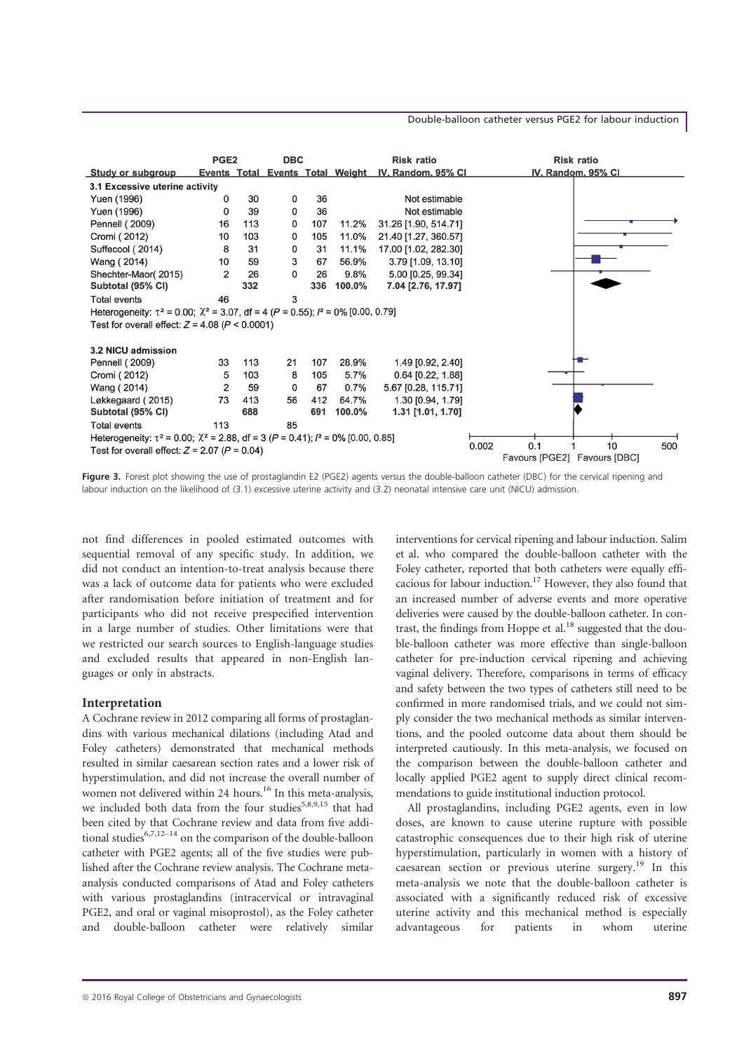| Study or subgroup | PGE2 Events | PGE2 Total | DBC Events | DBC Total | Weight | Risk ratio IV, Random, 95% CI |
|---|---|---|---|---|---|---|
| **3.1 Excessive uterine activity** | | | | | | |
| Yuen (1996) | 0 | 30 | 0 | 36 | | Not estimable |
| Yuen (1996) | 0 | 39 | 0 | 36 | | Not estimable |
| Pennell ( 2009) | 16 | 113 | 0 | 107 | 11.2% | 31.26 [1.90, 514.71] |
| Cromi ( 2012) | 10 | 103 | 0 | 105 | 11.0% | 21.40 [1.27, 360.57] |
| Suffecool ( 2014) | 8 | 31 | 0 | 31 | 11.1% | 17.00 [1.02, 282.30] |
| Wang ( 2014) | 10 | 59 | 3 | 67 | 56.9% | 3.79 [1.09, 13.10] |
| Shechter-Maor( 2015) | 2 | 26 | 0 | 26 | 9.8% | 5.00 [0.25, 99.34] |
| **Subtotal (95% CI)** | | **332** | | **336** | **100.0%** | **7.04 [2.76, 17.97]** |
| Total events | 46 | | 3 | | | |
| Heterogeneity: $\tau^2 = 0.00$; $\chi^2 = 3.07$, df = 4 ($P = 0.55$); $I^2 = 0\%$ [0.00, 0.79] | | | | | | |
| Test for overall effect: $Z = 4.08$ ($P < 0.0001$) | | | | | | |
| **3.2 NICU admission** | | | | | | |
| Pennell ( 2009) | 33 | 113 | 21 | 107 | 28.9% | 1.49 [0.92, 2.40] |
| Cromi ( 2012) | 5 | 103 | 8 | 105 | 5.7% | 0.64 [0.22, 1.88] |
| Wang ( 2014) | 2 | 59 | 0 | 67 | 0.7% | 5.67 [0.28, 115.71] |
| Løkkegaard ( 2015) | 73 | 413 | 56 | 412 | 64.7% | 1.30 [0.94, 1.79] |
| **Subtotal (95% CI)** | | **688** | | **691** | **100.0%** | **1.31 [1.01, 1.70]** |
| Total events | 113 | | 85 | | | |
| Heterogeneity: $\tau^2 = 0.00$; $\chi^2 = 2.88$, df = 3 ($P = 0.41$); $I^2 = 0\%$ [0.00, 0.85] | | | | | | |
| Test for overall effect: $Z = 2.07$ ($P = 0.04$) | | | | | | |

Risk ratio IV, Random, 95% CI — axis: 0.002, 0.1, 1, 10, 500; Favours [PGE2] Favours [DBC]

**Figure 3.** Forest plot showing the use of prostaglandin E2 (PGE2) agents versus the double-balloon catheter (DBC) for the cervical ripening and labour induction on the likelihood of (3.1) excessive uterine activity and (3.2) neonatal intensive care unit (NICU) admission.

not find differences in pooled estimated outcomes with sequential removal of any specific study. In addition, we did not conduct an intention-to-treat analysis because there was a lack of outcome data for patients who were excluded after randomisation before initiation of treatment and for participants who did not receive prespecified intervention in a large number of studies. Other limitations were that we restricted our search sources to English-language studies and excluded results that appeared in non-English languages or only in abstracts.

### Interpretation

A Cochrane review in 2012 comparing all forms of prostaglandins with various mechanical dilations (including Atad and Foley catheters) demonstrated that mechanical methods resulted in similar caesarean section rates and a lower risk of hyperstimulation, and did not increase the overall number of women not delivered within 24 hours.[16] In this meta-analysis, we included both data from the four studies[5,8,9,15] that had been cited by that Cochrane review and data from five additional studies[6,7,12–14] on the comparison of the double-balloon catheter with PGE2 agents; all of the five studies were published after the Cochrane review analysis. The Cochrane meta-analysis conducted comparisons of Atad and Foley catheters with various prostaglandins (intracervical or intravaginal PGE2, and oral or vaginal misoprostol), as the Foley catheter and double-balloon catheter were relatively similar interventions for cervical ripening and labour induction. Salim et al. who compared the double-balloon catheter with the Foley catheter, reported that both catheters were equally efficacious for labour induction.[17] However, they also found that an increased number of adverse events and more operative deliveries were caused by the double-balloon catheter. In contrast, the findings from Hoppe et al.[18] suggested that the double-balloon catheter was more effective than single-balloon catheter for pre-induction cervical ripening and achieving vaginal delivery. Therefore, comparisons in terms of efficacy and safety between the two types of catheters still need to be confirmed in more randomised trials, and we could not simply consider the two mechanical methods as similar interventions, and the pooled outcome data about them should be interpreted cautiously. In this meta-analysis, we focused on the comparison between the double-balloon catheter and locally applied PGE2 agent to supply direct clinical recommendations to guide institutional induction protocol.

All prostaglandins, including PGE2 agents, even in low doses, are known to cause uterine rupture with possible catastrophic consequences due to their high risk of uterine hyperstimulation, particularly in women with a history of caesarean section or previous uterine surgery.[19] In this meta-analysis we note that the double-balloon catheter is associated with a significantly reduced risk of excessive uterine activity and this mechanical method is especially advantageous for patients in whom uterine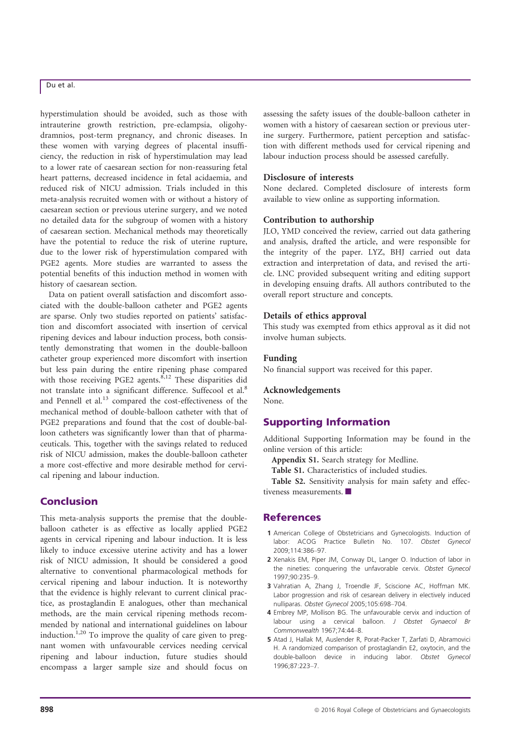hyperstimulation should be avoided, such as those with intrauterine growth restriction, pre-eclampsia, oligohydramnios, post-term pregnancy, and chronic diseases. In these women with varying degrees of placental insufficiency, the reduction in risk of hyperstimulation may lead to a lower rate of caesarean section for non-reassuring fetal heart patterns, decreased incidence in fetal acidaemia, and reduced risk of NICU admission. Trials included in this meta-analysis recruited women with or without a history of caesarean section or previous uterine surgery, and we noted no detailed data for the subgroup of women with a history of caesarean section. Mechanical methods may theoretically have the potential to reduce the risk of uterine rupture, due to the lower risk of hyperstimulation compared with PGE2 agents. More studies are warranted to assess the potential benefits of this induction method in women with history of caesarean section.

Data on patient overall satisfaction and discomfort associated with the double-balloon catheter and PGE2 agents are sparse. Only two studies reported on patients' satisfaction and discomfort associated with insertion of cervical ripening devices and labour induction process, both consistently demonstrating that women in the double-balloon catheter group experienced more discomfort with insertion but less pain during the entire ripening phase compared with those receiving PGE2 agents.[8,12] These disparities did not translate into a significant difference. Suffecool et al.[8] and Pennell et al.[13] compared the cost-effectiveness of the mechanical method of double-balloon catheter with that of PGE2 preparations and found that the cost of double-balloon catheters was significantly lower than that of pharmaceuticals. This, together with the savings related to reduced risk of NICU admission, makes the double-balloon catheter a more cost-effective and more desirable method for cervical ripening and labour induction.

## Conclusion

This meta-analysis supports the premise that the double-balloon catheter is as effective as locally applied PGE2 agents in cervical ripening and labour induction. It is less likely to induce excessive uterine activity and has a lower risk of NICU admission, It should be considered a good alternative to conventional pharmacological methods for cervical ripening and labour induction. It is noteworthy that the evidence is highly relevant to current clinical practice, as prostaglandin E analogues, other than mechanical methods, are the main cervical ripening methods recommended by national and international guidelines on labour induction.[1,20] To improve the quality of care given to pregnant women with unfavourable cervices needing cervical ripening and labour induction, future studies should encompass a larger sample size and should focus on assessing the safety issues of the double-balloon catheter in women with a history of caesarean section or previous uterine surgery. Furthermore, patient perception and satisfaction with different methods used for cervical ripening and labour induction process should be assessed carefully.

### Disclosure of interests

None declared. Completed disclosure of interests form available to view online as supporting information.

### Contribution to authorship

JLO, YMD conceived the review, carried out data gathering and analysis, drafted the article, and were responsible for the integrity of the paper. LYZ, BHJ carried out data extraction and interpretation of data, and revised the article. LNC provided subsequent writing and editing support in developing ensuing drafts. All authors contributed to the overall report structure and concepts.

### Details of ethics approval

This study was exempted from ethics approval as it did not involve human subjects.

### Funding

No financial support was received for this paper.

### Acknowledgements

None.

## Supporting Information

Additional Supporting Information may be found in the online version of this article:

**Appendix S1.** Search strategy for Medline.

**Table S1.** Characteristics of included studies.

**Table S2.** Sensitivity analysis for main safety and effectiveness measurements. ■

## References

1 American College of Obstetricians and Gynecologists. Induction of labor: ACOG Practice Bulletin No. 107. *Obstet Gynecol* 2009;114:386–97.

2 Xenakis EM, Piper JM, Conway DL, Langer O. Induction of labor in the nineties: conquering the unfavorable cervix. *Obstet Gynecol* 1997;90:235–9.

3 Vahratian A, Zhang J, Troendle JF, Sciscione AC, Hoffman MK. Labor progression and risk of cesarean delivery in electively induced nulliparas. *Obstet Gynecol* 2005;105:698–704.

4 Embrey MP, Mollison BG. The unfavourable cervix and induction of labour using a cervical balloon. *J Obstet Gynaecol Br Commonwealth* 1967;74:44–8.

5 Atad J, Hallak M, Auslender R, Porat-Packer T, Zarfati D, Abramovici H. A randomized comparison of prostaglandin E2, oxytocin, and the double-balloon device in inducing labor. *Obstet Gynecol* 1996;87:223–7.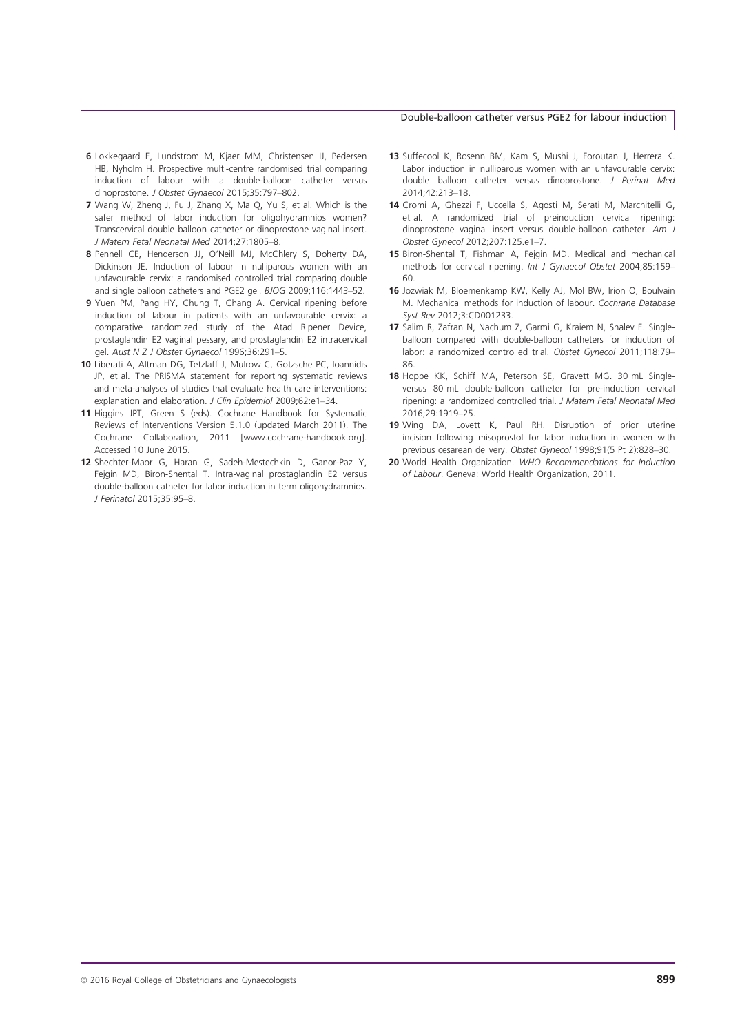6 Lokkegaard E, Lundstrom M, Kjaer MM, Christensen IJ, Pedersen HB, Nyholm H. Prospective multi-centre randomised trial comparing induction of labour with a double-balloon catheter versus dinoprostone. *J Obstet Gynaecol* 2015;35:797–802.

7 Wang W, Zheng J, Fu J, Zhang X, Ma Q, Yu S, et al. Which is the safer method of labor induction for oligohydramnios women? Transcervical double balloon catheter or dinoprostone vaginal insert. *J Matern Fetal Neonatal Med* 2014;27:1805–8.

8 Pennell CE, Henderson JJ, O'Neill MJ, McChlery S, Doherty DA, Dickinson JE. Induction of labour in nulliparous women with an unfavourable cervix: a randomised controlled trial comparing double and single balloon catheters and PGE2 gel. *BJOG* 2009;116:1443–52.

9 Yuen PM, Pang HY, Chung T, Chang A. Cervical ripening before induction of labour in patients with an unfavourable cervix: a comparative randomized study of the Atad Ripener Device, prostaglandin E2 vaginal pessary, and prostaglandin E2 intracervical gel. *Aust N Z J Obstet Gynaecol* 1996;36:291–5.

10 Liberati A, Altman DG, Tetzlaff J, Mulrow C, Gotzsche PC, Ioannidis JP, et al. The PRISMA statement for reporting systematic reviews and meta-analyses of studies that evaluate health care interventions: explanation and elaboration. *J Clin Epidemiol* 2009;62:e1–34.

11 Higgins JPT, Green S (eds). Cochrane Handbook for Systematic Reviews of Interventions Version 5.1.0 (updated March 2011). The Cochrane Collaboration, 2011 [www.cochrane-handbook.org]. Accessed 10 June 2015.

12 Shechter-Maor G, Haran G, Sadeh-Mestechkin D, Ganor-Paz Y, Fejgin MD, Biron-Shental T. Intra-vaginal prostaglandin E2 versus double-balloon catheter for labor induction in term oligohydramnios. *J Perinatol* 2015;35:95–8.

13 Suffecool K, Rosenn BM, Kam S, Mushi J, Foroutan J, Herrera K. Labor induction in nulliparous women with an unfavourable cervix: double balloon catheter versus dinoprostone. *J Perinat Med* 2014;42:213–18.

14 Cromi A, Ghezzi F, Uccella S, Agosti M, Serati M, Marchitelli G, et al. A randomized trial of preinduction cervical ripening: dinoprostone vaginal insert versus double-balloon catheter. *Am J Obstet Gynecol* 2012;207:125.e1–7.

15 Biron-Shental T, Fishman A, Fejgin MD. Medical and mechanical methods for cervical ripening. *Int J Gynaecol Obstet* 2004;85:159–60.

16 Jozwiak M, Bloemenkamp KW, Kelly AJ, Mol BW, Irion O, Boulvain M. Mechanical methods for induction of labour. *Cochrane Database Syst Rev* 2012;3:CD001233.

17 Salim R, Zafran N, Nachum Z, Garmi G, Kraiem N, Shalev E. Single-balloon compared with double-balloon catheters for induction of labor: a randomized controlled trial. *Obstet Gynecol* 2011;118:79–86.

18 Hoppe KK, Schiff MA, Peterson SE, Gravett MG. 30 mL Single-versus 80 mL double-balloon catheter for pre-induction cervical ripening: a randomized controlled trial. *J Matern Fetal Neonatal Med* 2016;29:1919–25.

19 Wing DA, Lovett K, Paul RH. Disruption of prior uterine incision following misoprostol for labor induction in women with previous cesarean delivery. *Obstet Gynecol* 1998;91(5 Pt 2):828–30.

20 World Health Organization. *WHO Recommendations for Induction of Labour*. Geneva: World Health Organization, 2011.